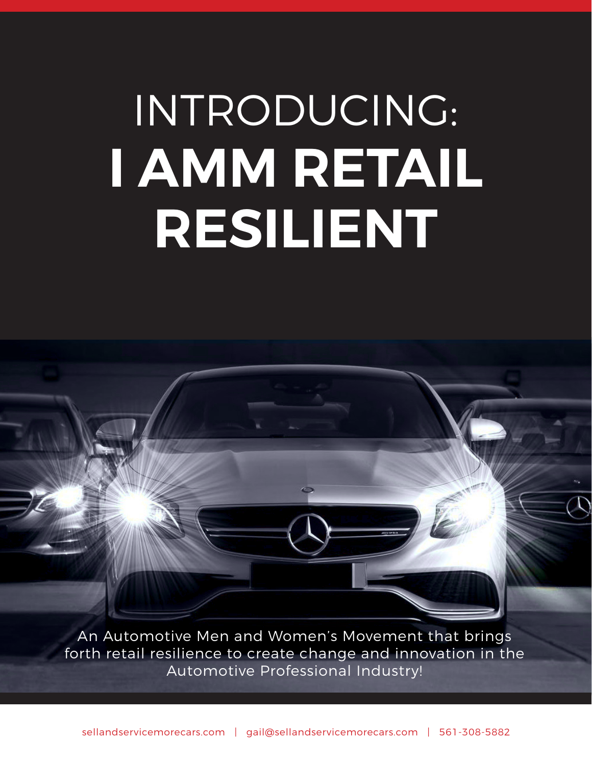# INTRODUCING: **I AMM RETAIL RESILIENT**

An Automotive Men and Women's Movement that brings forth retail resilience to create change and innovation in the Automotive Professional Industry!

sellandservicemorecars.com | gail@sellandservicemorecars.com | 561-308-5882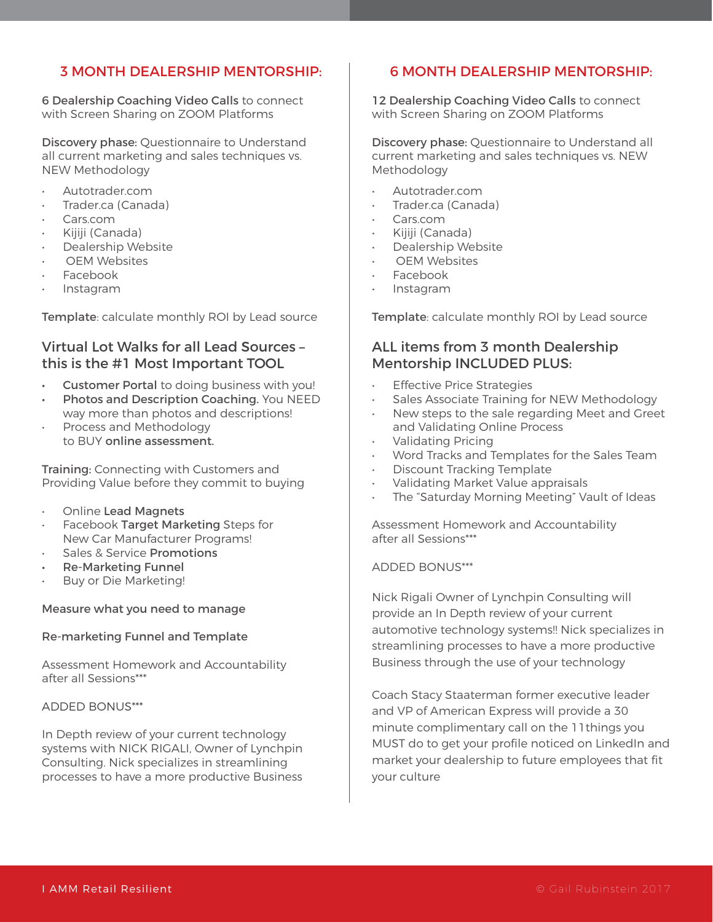## 3 MONTH DEALERSHIP MENTORSHIP:

**6 Dealership Coaching Video Calls** to connect with Screen Sharing on ZOOM Platforms

**Discovery phase:** Questionnaire to Understand all current marketing and sales techniques vs. NEW Methodology

- Autotrader.com
- Trader.ca (Canada)
- Cars.com
- Kijiji (Canada)
- Dealership Website
- OEM Websites
- Facebook
- Instagram

**Template**: calculate monthly ROI by Lead source

### Virtual Lot Walks for all Lead Sources – this is the #1 Most Important TOOL

- **Customer Portal** to doing business with you!
- **Photos and Description Coaching.** You NEED way more than photos and descriptions!
- Process and Methodology to BUY **online assessment.**

**Training:** Connecting with Customers and Providing Value before they commit to buying

- Online **Lead Magnets**
- Facebook **Target Marketing** Steps for New Car Manufacturer Programs!
- Sales & Service **Promotions**
- **Re-Marketing Funnel**
- Buy or Die Marketing!

**Measure what you need to manage**

**Re-marketing Funnel and Template**

Assessment Homework and Accountability after all Sessions***

ADDED BONUS***

In Depth review of your current technology systems with NICK RIGALI, Owner of Lynchpin Consulting. Nick specializes in streamlining processes to have a more productive Business

## 6 MONTH DEALERSHIP MENTORSHIP:

**12 Dealership Coaching Video Calls** to connect with Screen Sharing on ZOOM Platforms

**Discovery phase:** Questionnaire to Understand all current marketing and sales techniques vs. NEW Methodology

- Autotrader.com
- Trader.ca (Canada)
- Cars.com
- Kijiji (Canada)
- Dealership Website
- OEM Websites
- Facebook
- Instagram

**Template**: calculate monthly ROI by Lead source

### ALL items from 3 month Dealership Mentorship INCLUDED PLUS:

- Effective Price Strategies
- Sales Associate Training for NEW Methodology
- New steps to the sale regarding Meet and Greet and Validating Online Process
- Validating Pricing
- Word Tracks and Templates for the Sales Team
- Discount Tracking Template
- Validating Market Value appraisals
- The "Saturday Morning Meeting" Vault of Ideas

Assessment Homework and Accountability after all Sessions***

ADDED BONUS***

Nick Rigali Owner of Lynchpin Consulting will provide an In Depth review of your current automotive technology systems!! Nick specializes in streamlining processes to have a more productive Business through the use of your technology

Coach Stacy Staaterman former executive leader and VP of American Express will provide a 30 minute complimentary call on the 11things you MUST do to get your profile noticed on LinkedIn and market your dealership to future employees that fit your culture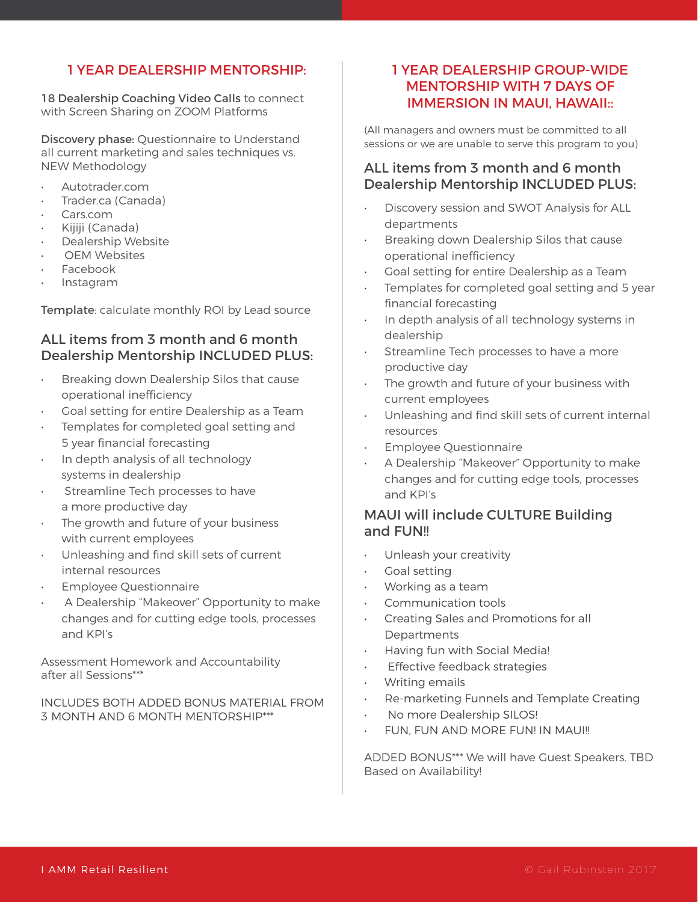## 1 YEAR DEALERSHIP MENTORSHIP:

**18 Dealership Coaching Video Calls** to connect with Screen Sharing on ZOOM Platforms

**Discovery phase:** Questionnaire to Understand all current marketing and sales techniques vs. NEW Methodology

- Autotrader.com
- Trader.ca (Canada)
- Cars.com
- Kijiji (Canada)
- Dealership Website
- OEM Websites
- Facebook
- Instagram

**Template**: calculate monthly ROI by Lead source

### ALL items from 3 month and 6 month Dealership Mentorship INCLUDED PLUS:

- Breaking down Dealership Silos that cause operational inefficiency
- Goal setting for entire Dealership as a Team
- Templates for completed goal setting and 5 year financial forecasting
- In depth analysis of all technology systems in dealership
- Streamline Tech processes to have a more productive day
- The growth and future of your business with current employees
- Unleashing and find skill sets of current internal resources
- Employee Questionnaire
- A Dealership "Makeover" Opportunity to make changes and for cutting edge tools, processes and KPI's

Assessment Homework and Accountability after all Sessions***

INCLUDES BOTH ADDED BONUS MATERIAL FROM 3 MONTH AND 6 MONTH MENTORSHIP***

## 1 YEAR DEALERSHIP GROUP-WIDE MENTORSHIP WITH 7 DAYS OF IMMERSION IN MAUI, HAWAII::

(All managers and owners must be committed to all sessions or we are unable to serve this program to you)

### ALL items from 3 month and 6 month Dealership Mentorship INCLUDED PLUS:

- Discovery session and SWOT Analysis for ALL departments
- Breaking down Dealership Silos that cause operational inefficiency
- Goal setting for entire Dealership as a Team
- Templates for completed goal setting and 5 year financial forecasting
- In depth analysis of all technology systems in dealership
- Streamline Tech processes to have a more productive day
- The growth and future of your business with current employees
- Unleashing and find skill sets of current internal resources
- Employee Questionnaire
- A Dealership "Makeover" Opportunity to make changes and for cutting edge tools, processes and KPI's

### MAUI will include CULTURE Building and FUN!!

- Unleash your creativity
- Goal setting
- Working as a team
- Communication tools
- Creating Sales and Promotions for all Departments
- Having fun with Social Media!
- Effective feedback strategies
- Writing emails
- Re-marketing Funnels and Template Creating
- No more Dealership SILOS!
- FUN, FUN AND MORE FUN! IN MAUI!!

ADDED BONUS*** We will have Guest Speakers. TBD Based on Availability!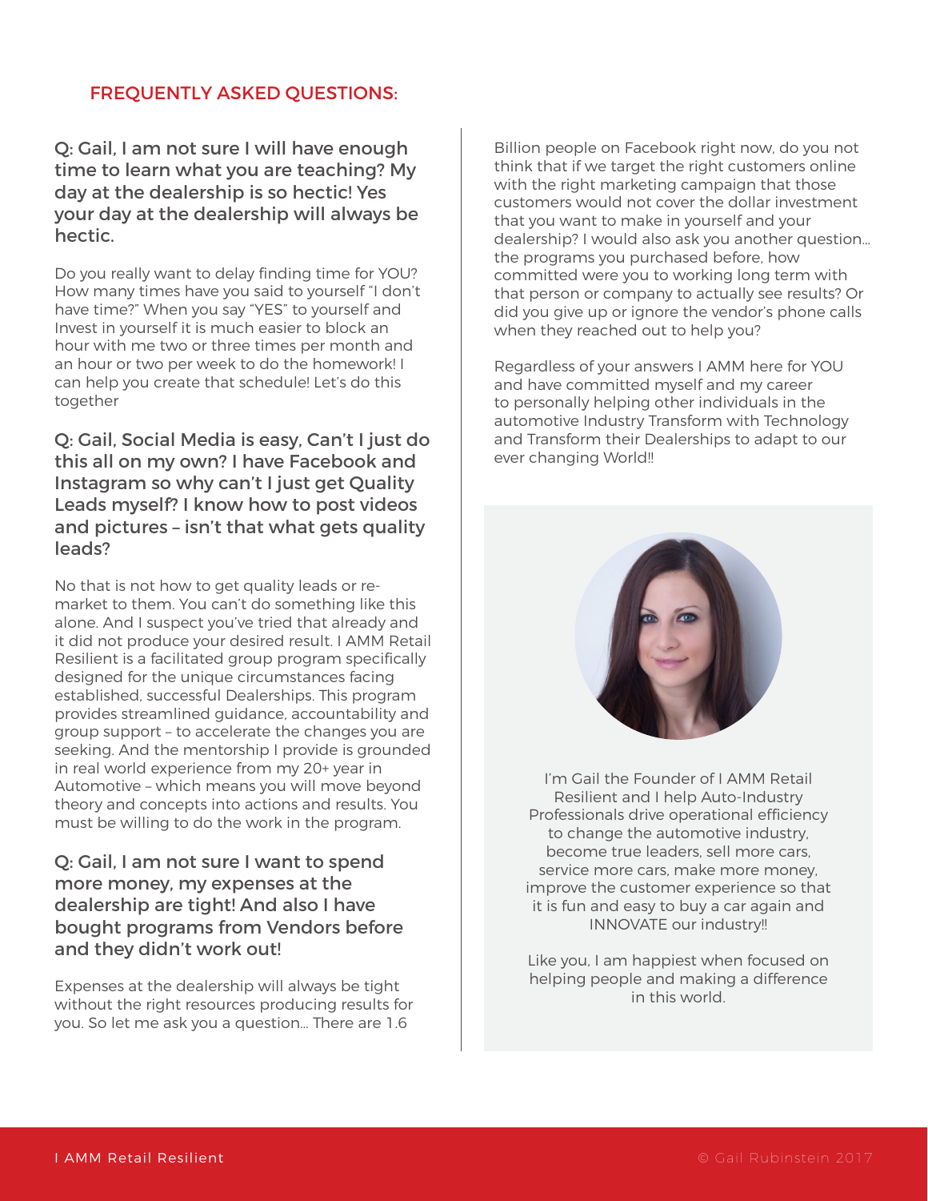## FREQUENTLY ASKED QUESTIONS:

### Q: Gail, I am not sure I will have enough time to learn what you are teaching? My day at the dealership is so hectic! Yes your day at the dealership will always be hectic.

Do you really want to delay finding time for YOU? How many times have you said to yourself "I don't have time?" When you say "YES" to yourself and Invest in yourself it is much easier to block an hour with me two or three times per month and an hour or two per week to do the homework! I can help you create that schedule! Let's do this together

### Q: Gail, Social Media is easy, Can't I just do this all on my own? I have Facebook and Instagram so why can't I just get Quality Leads myself? I know how to post videos and pictures – isn't that what gets quality leads?

No that is not how to get quality leads or re-market to them. You can't do something like this alone. And I suspect you've tried that already and it did not produce your desired result. I AMM Retail Resilient is a facilitated group program specifically designed for the unique circumstances facing established, successful Dealerships. This program provides streamlined guidance, accountability and group support – to accelerate the changes you are seeking. And the mentorship I provide is grounded in real world experience from my 20+ year in Automotive – which means you will move beyond theory and concepts into actions and results. You must be willing to do the work in the program.

### Q: Gail, I am not sure I want to spend more money, my expenses at the dealership are tight! And also I have bought programs from Vendors before and they didn't work out!

Expenses at the dealership will always be tight without the right resources producing results for you. So let me ask you a question… There are 1.6 Billion people on Facebook right now, do you not think that if we target the right customers online with the right marketing campaign that those customers would not cover the dollar investment that you want to make in yourself and your dealership? I would also ask you another question… the programs you purchased before, how committed were you to working long term with that person or company to actually see results? Or did you give up or ignore the vendor's phone calls when they reached out to help you?

Regardless of your answers I AMM here for YOU and have committed myself and my career to personally helping other individuals in the automotive Industry Transform with Technology and Transform their Dealerships to adapt to our ever changing World!!

I'm Gail the Founder of I AMM Retail Resilient and I help Auto-Industry Professionals drive operational efficiency to change the automotive industry, become true leaders, sell more cars, service more cars, make more money, improve the customer experience so that it is fun and easy to buy a car again and INNOVATE our industry!!

Like you, I am happiest when focused on helping people and making a difference in this world.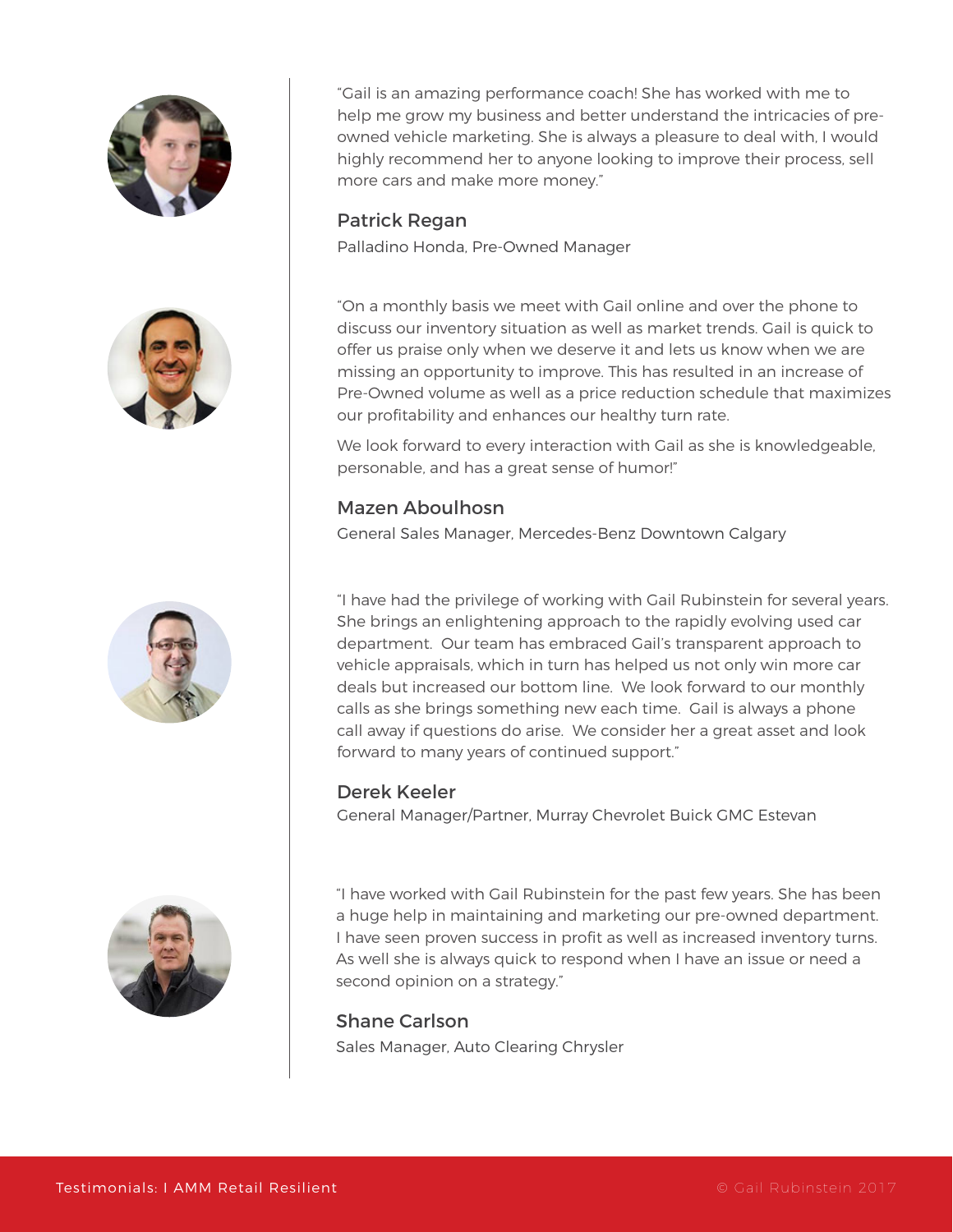"Gail is an amazing performance coach! She has worked with me to help me grow my business and better understand the intricacies of pre-owned vehicle marketing. She is always a pleasure to deal with, I would highly recommend her to anyone looking to improve their process, sell more cars and make more money."

### Patrick Regan

Palladino Honda, Pre-Owned Manager

"On a monthly basis we meet with Gail online and over the phone to discuss our inventory situation as well as market trends. Gail is quick to offer us praise only when we deserve it and lets us know when we are missing an opportunity to improve. This has resulted in an increase of Pre-Owned volume as well as a price reduction schedule that maximizes our profitability and enhances our healthy turn rate.

We look forward to every interaction with Gail as she is knowledgeable, personable, and has a great sense of humor!"

### Mazen Aboulhosn

General Sales Manager, Mercedes-Benz Downtown Calgary

"I have had the privilege of working with Gail Rubinstein for several years. She brings an enlightening approach to the rapidly evolving used car department. Our team has embraced Gail's transparent approach to vehicle appraisals, which in turn has helped us not only win more car deals but increased our bottom line. We look forward to our monthly calls as she brings something new each time. Gail is always a phone call away if questions do arise. We consider her a great asset and look forward to many years of continued support."

### Derek Keeler

General Manager/Partner, Murray Chevrolet Buick GMC Estevan

"I have worked with Gail Rubinstein for the past few years. She has been a huge help in maintaining and marketing our pre-owned department. I have seen proven success in profit as well as increased inventory turns. As well she is always quick to respond when I have an issue or need a second opinion on a strategy."

### Shane Carlson

Sales Manager, Auto Clearing Chrysler